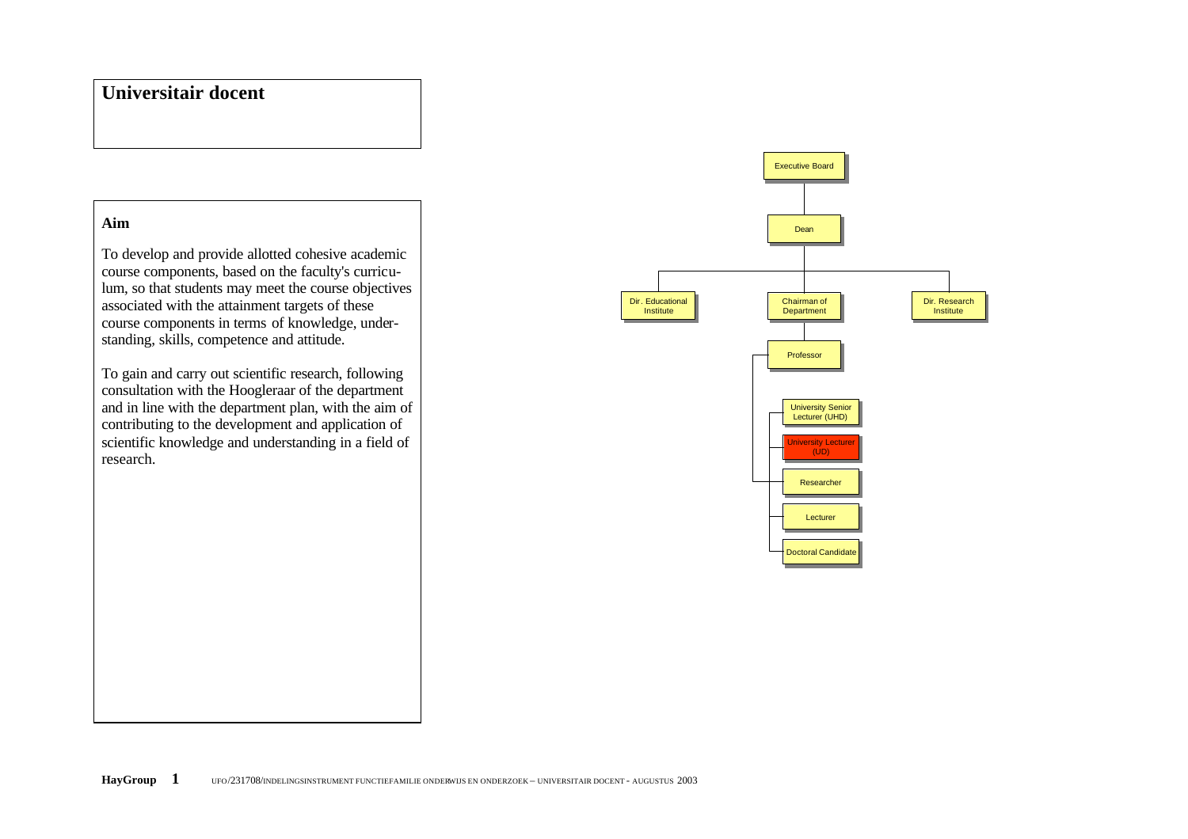# Universitair docent

## Aim

To develop and provide allotted cohesive academic course components, based on the faculty's curriculum, so that students may meet the course objectives associated with the attainment targets of these course components in terms of knowledge, understanding, skills, competence and attitude.

To gain and carry out scientific research, following consultation with the Hoogleraar of the department and in line with the department plan, with the aim of contributing to the development and application of scientific knowledge and understanding in a field of research.

- Executive Board
  - Dean
    - Dir. Educational Institute
    - Chairman of Department
      - Professor
        - University Senior Lecturer (UHD)
        - University Lecturer (UD)
        - Researcher
        - Lecturer
        - Doctoral Candidate
    - Dir. Research Institute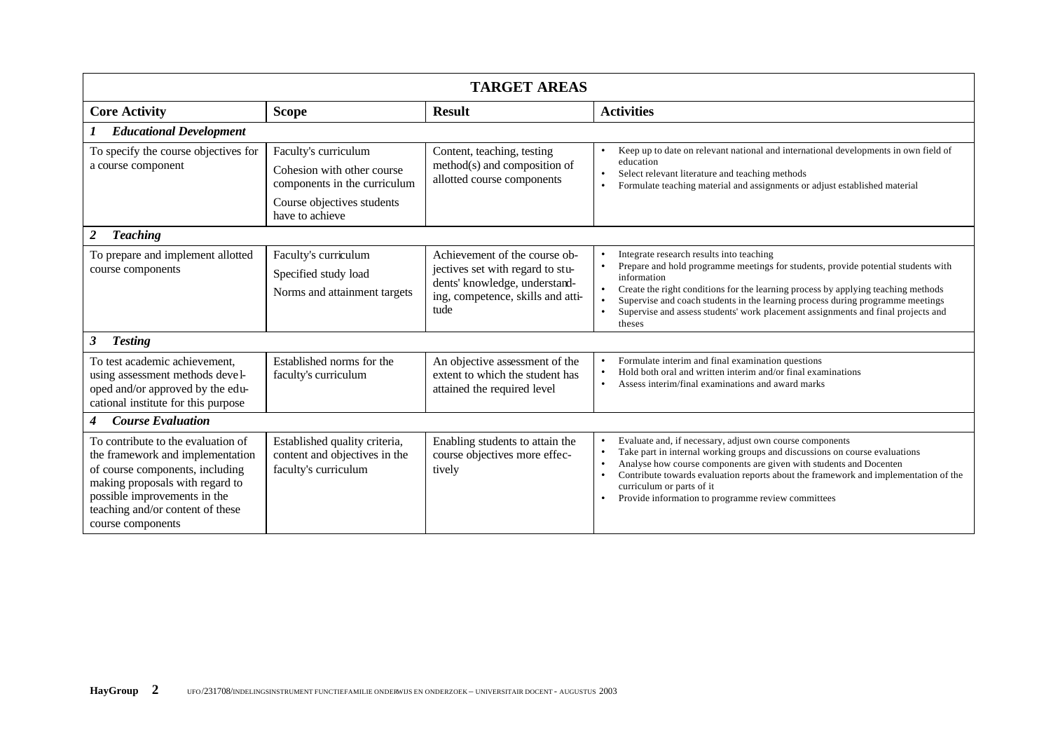| TARGET AREAS | | | |
|---|---|---|---|
| **Core Activity** | **Scope** | **Result** | **Activities** |
| ***1 Educational Development*** | | | |
| To specify the course objectives for a course component | Faculty's curriculum<br>Cohesion with other course components in the curriculum<br>Course objectives students have to achieve | Content, teaching, testing method(s) and composition of allotted course components | • Keep up to date on relevant national and international developments in own field of education<br>• Select relevant literature and teaching methods<br>• Formulate teaching material and assignments or adjust established material |
| ***2 Teaching*** | | | |
| To prepare and implement allotted course components | Faculty's curriculum<br>Specified study load<br>Norms and attainment targets | Achievement of the course objectives set with regard to students' knowledge, understanding, competence, skills and attitude | • Integrate research results into teaching<br>• Prepare and hold programme meetings for students, provide potential students with information<br>• Create the right conditions for the learning process by applying teaching methods<br>• Supervise and coach students in the learning process during programme meetings<br>• Supervise and assess students' work placement assignments and final projects and theses |
| ***3 Testing*** | | | |
| To test academic achievement, using assessment methods developed and/or approved by the educational institute for this purpose | Established norms for the faculty's curriculum | An objective assessment of the extent to which the student has attained the required level | • Formulate interim and final examination questions<br>• Hold both oral and written interim and/or final examinations<br>• Assess interim/final examinations and award marks |
| ***4 Course Evaluation*** | | | |
| To contribute to the evaluation of the framework and implementation of course components, including making proposals with regard to possible improvements in the teaching and/or content of these course components | Established quality criteria, content and objectives in the faculty's curriculum | Enabling students to attain the course objectives more effectively | • Evaluate and, if necessary, adjust own course components<br>• Take part in internal working groups and discussions on course evaluations<br>• Analyse how course components are given with students and Docenten<br>• Contribute towards evaluation reports about the framework and implementation of the curriculum or parts of it<br>• Provide information to programme review committees |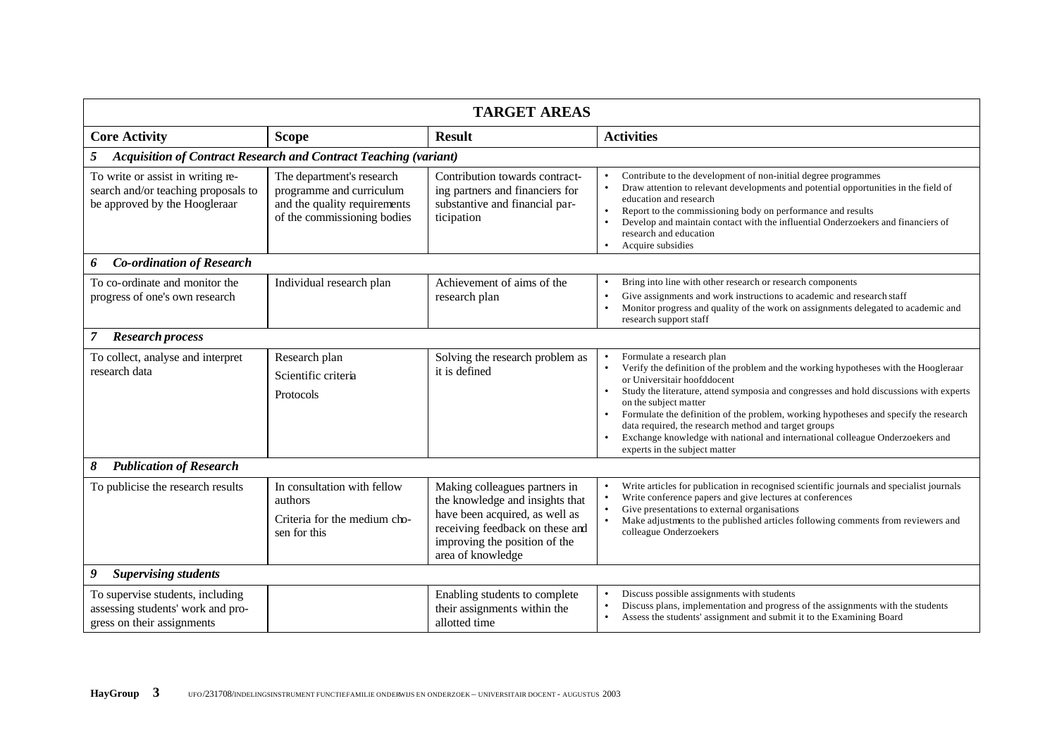| TARGET AREAS | | | |
|---|---|---|---|
| **Core Activity** | **Scope** | **Result** | **Activities** |
| ***5 Acquisition of Contract Research and Contract Teaching (variant)*** | | | |
| To write or assist in writing research and/or teaching proposals to be approved by the Hoogleraar | The department's research programme and curriculum and the quality requirements of the commissioning bodies | Contribution towards contracting partners and financiers for substantive and financial participation | • Contribute to the development of non-initial degree programmes<br>• Draw attention to relevant developments and potential opportunities in the field of education and research<br>• Report to the commissioning body on performance and results<br>• Develop and maintain contact with the influential Onderzoekers and financiers of research and education<br>• Acquire subsidies |
| ***6 Co-ordination of Research*** | | | |
| To co-ordinate and monitor the progress of one's own research | Individual research plan | Achievement of aims of the research plan | • Bring into line with other research or research components<br>• Give assignments and work instructions to academic and research staff<br>• Monitor progress and quality of the work on assignments delegated to academic and research support staff |
| ***7 Research process*** | | | |
| To collect, analyse and interpret research data | Research plan<br>Scientific criteria<br>Protocols | Solving the research problem as it is defined | • Formulate a research plan<br>• Verify the definition of the problem and the working hypotheses with the Hoogleraar or Universitair hoofddocent<br>• Study the literature, attend symposia and congresses and hold discussions with experts on the subject matter<br>• Formulate the definition of the problem, working hypotheses and specify the research data required, the research method and target groups<br>• Exchange knowledge with national and international colleague Onderzoekers and experts in the subject matter |
| ***8 Publication of Research*** | | | |
| To publicise the research results | In consultation with fellow authors<br>Criteria for the medium chosen for this | Making colleagues partners in the knowledge and insights that have been acquired, as well as receiving feedback on these and improving the position of the area of knowledge | • Write articles for publication in recognised scientific journals and specialist journals<br>• Write conference papers and give lectures at conferences<br>• Give presentations to external organisations<br>• Make adjustments to the published articles following comments from reviewers and colleague Onderzoekers |
| ***9 Supervising students*** | | | |
| To supervise students, including assessing students' work and progress on their assignments | | Enabling students to complete their assignments within the allotted time | • Discuss possible assignments with students<br>• Discuss plans, implementation and progress of the assignments with the students<br>• Assess the students' assignment and submit it to the Examining Board |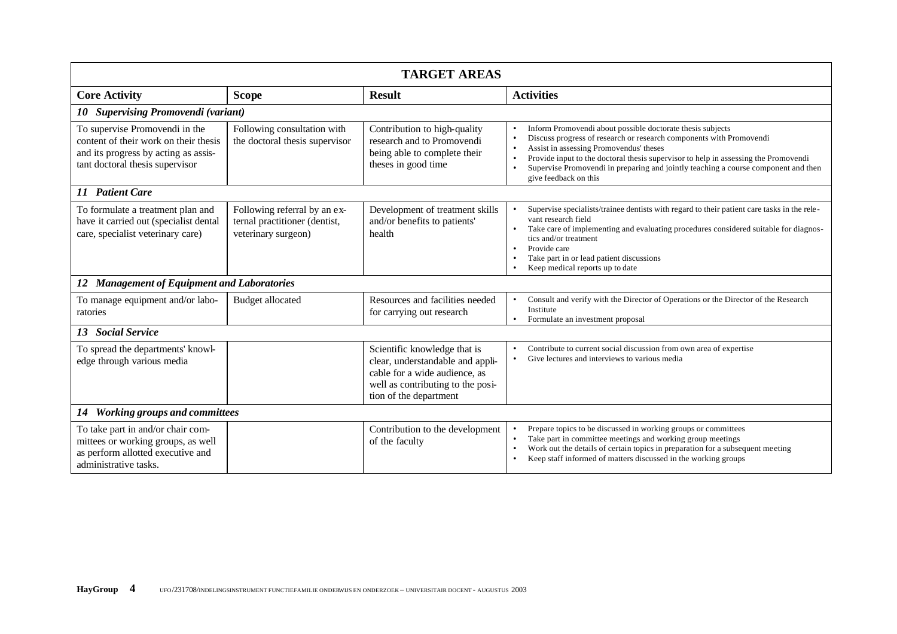| TARGET AREAS | | | |
|---|---|---|---|
| **Core Activity** | **Scope** | **Result** | **Activities** |
| ***10 Supervising Promovendi (variant)*** | | | |
| To supervise Promovendi in the content of their work on their thesis and its progress by acting as assistant doctoral thesis supervisor | Following consultation with the doctoral thesis supervisor | Contribution to high-quality research and to Promovendi being able to complete their theses in good time | • Inform Promovendi about possible doctorate thesis subjects<br>• Discuss progress of research or research components with Promovendi<br>• Assist in assessing Promovendus' theses<br>• Provide input to the doctoral thesis supervisor to help in assessing the Promovendi<br>• Supervise Promovendi in preparing and jointly teaching a course component and then give feedback on this |
| ***11 Patient Care*** | | | |
| To formulate a treatment plan and have it carried out (specialist dental care, specialist veterinary care) | Following referral by an external practitioner (dentist, veterinary surgeon) | Development of treatment skills and/or benefits to patients' health | • Supervise specialists/trainee dentists with regard to their patient care tasks in the relevant research field<br>• Take care of implementing and evaluating procedures considered suitable for diagnostics and/or treatment<br>• Provide care<br>• Take part in or lead patient discussions<br>• Keep medical reports up to date |
| ***12 Management of Equipment and Laboratories*** | | | |
| To manage equipment and/or laboratories | Budget allocated | Resources and facilities needed for carrying out research | • Consult and verify with the Director of Operations or the Director of the Research Institute<br>• Formulate an investment proposal |
| ***13 Social Service*** | | | |
| To spread the departments' knowledge through various media | | Scientific knowledge that is clear, understandable and applicable for a wide audience, as well as contributing to the position of the department | • Contribute to current social discussion from own area of expertise<br>• Give lectures and interviews to various media |
| ***14 Working groups and committees*** | | | |
| To take part in and/or chair committees or working groups, as well as perform allotted executive and administrative tasks. | | Contribution to the development of the faculty | • Prepare topics to be discussed in working groups or committees<br>• Take part in committee meetings and working group meetings<br>• Work out the details of certain topics in preparation for a subsequent meeting<br>• Keep staff informed of matters discussed in the working groups |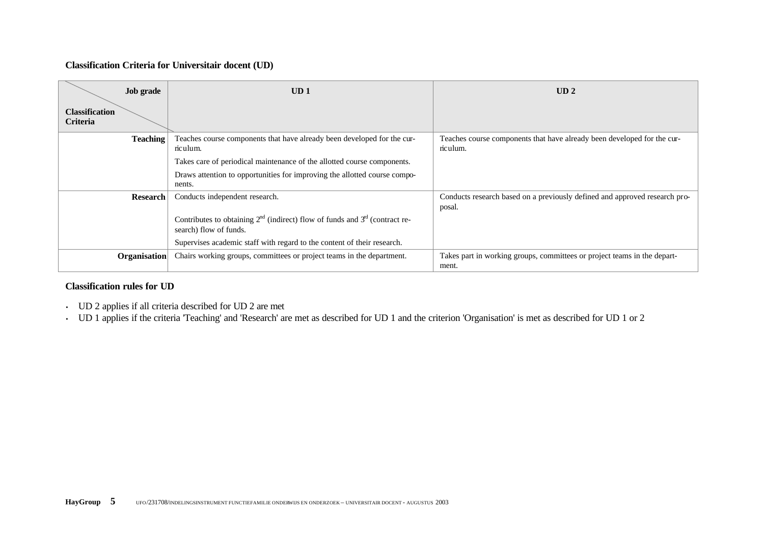**Classification Criteria for Universitair docent (UD)**

| Job grade / Classification Criteria | UD 1 | UD 2 |
|---|---|---|
| **Teaching** | Teaches course components that have already been developed for the curriculum.<br>Takes care of periodical maintenance of the allotted course components.<br>Draws attention to opportunities for improving the allotted course components. | Teaches course components that have already been developed for the curriculum. |
| **Research** | Conducts independent research.<br>Contributes to obtaining 2nd (indirect) flow of funds and 3rd (contract research) flow of funds.<br>Supervises academic staff with regard to the content of their research. | Conducts research based on a previously defined and approved research proposal. |
| **Organisation** | Chairs working groups, committees or project teams in the department. | Takes part in working groups, committees or project teams in the department. |

**Classification rules for UD**

- UD 2 applies if all criteria described for UD 2 are met
- UD 1 applies if the criteria 'Teaching' and 'Research' are met as described for UD 1 and the criterion 'Organisation' is met as described for UD 1 or 2